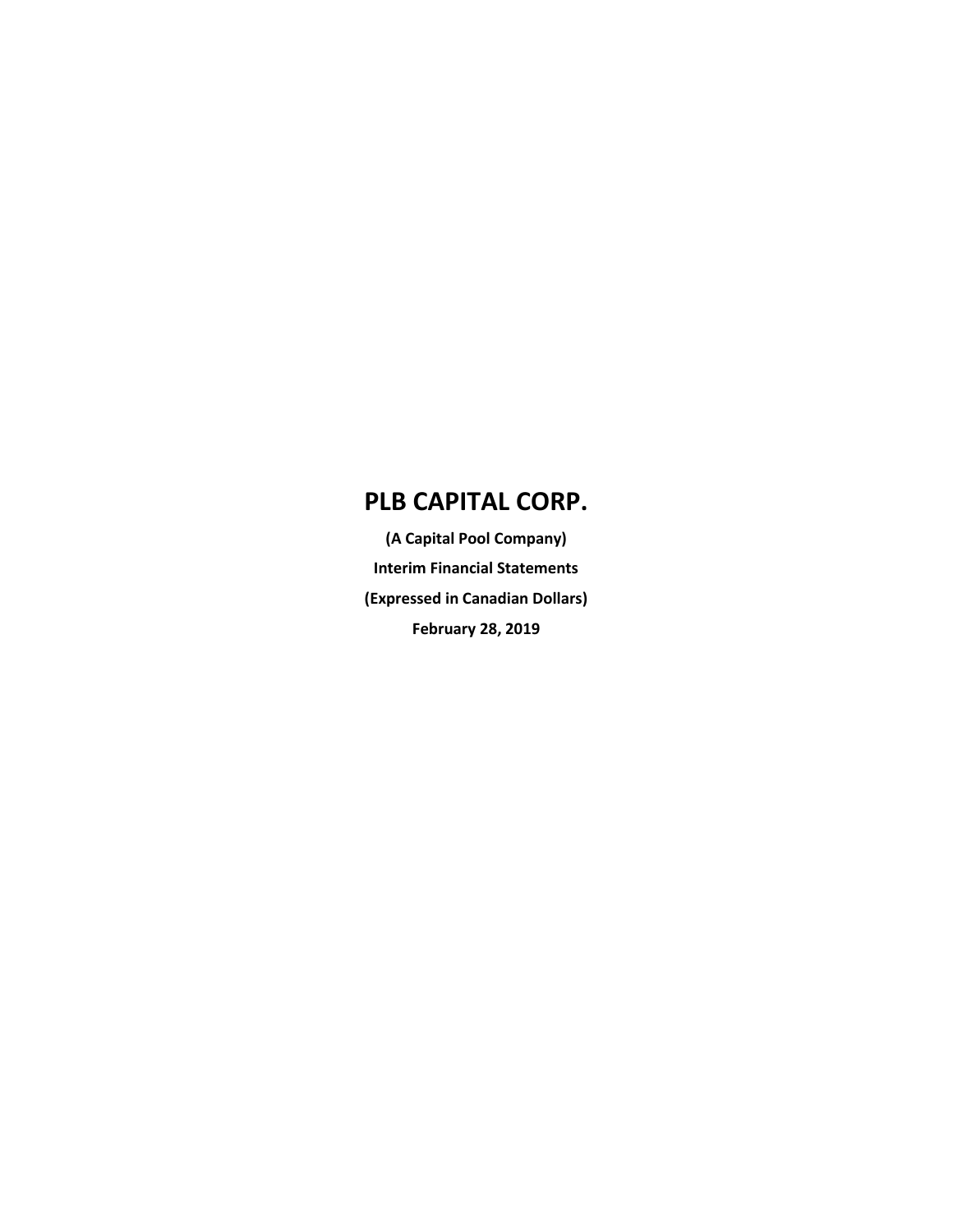# PLB CAPITAL CORP.

**(A Capital Pool Company)**

**Interim Financial Statements**

**(Expressed in Canadian Dollars)**

**February 28, 2019**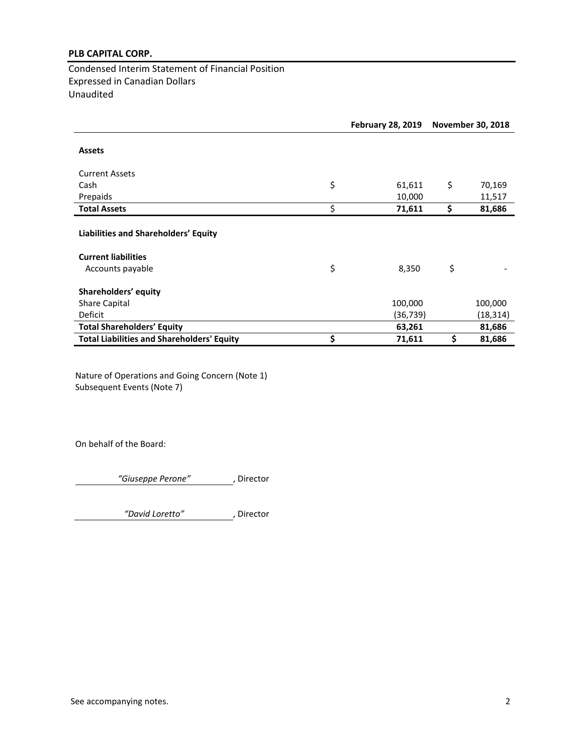**PLB CAPITAL CORP.**

Condensed Interim Statement of Financial Position
Expressed in Canadian Dollars
Unaudited

| | February 28, 2019 | November 30, 2018 |
|---|---|---|
| **Assets** | | |
| Current Assets | | |
| Cash | $ 61,611 | $ 70,169 |
| Prepaids | 10,000 | 11,517 |
| **Total Assets** | **$ 71,611** | **$ 81,686** |
| **Liabilities and Shareholders' Equity** | | |
| **Current liabilities** | | |
| Accounts payable | $ 8,350 | $ - |
| **Shareholders' equity** | | |
| Share Capital | 100,000 | 100,000 |
| Deficit | (36,739) | (18,314) |
| **Total Shareholders' Equity** | **63,261** | **81,686** |
| **Total Liabilities and Shareholders' Equity** | **$ 71,611** | **$ 81,686** |

Nature of Operations and Going Concern (Note 1)
Subsequent Events (Note 7)

On behalf of the Board:

*"Giuseppe Perone"*, Director

*"David Loretto"*, Director

See accompanying notes.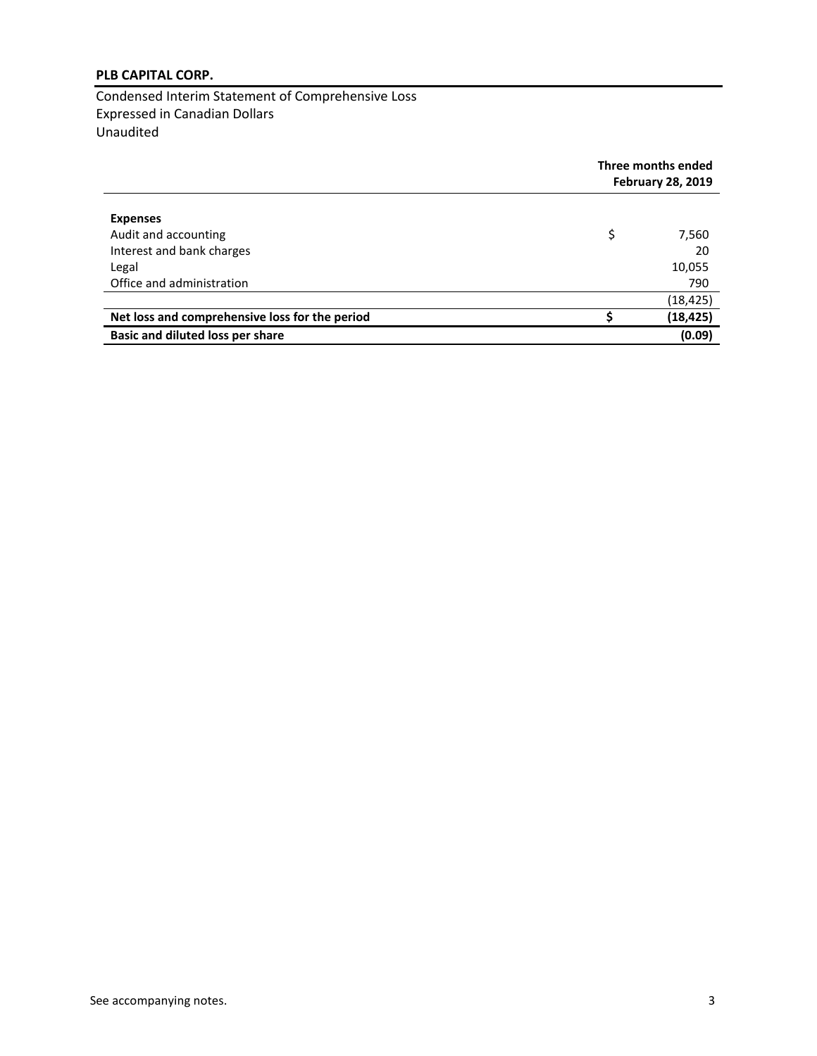**PLB CAPITAL CORP.**

Condensed Interim Statement of Comprehensive Loss
Expressed in Canadian Dollars
Unaudited

| | | Three months ended February 28, 2019 |
|---|---|---|
| **Expenses** | | |
| Audit and accounting | $ | 7,560 |
| Interest and bank charges | | 20 |
| Legal | | 10,055 |
| Office and administration | | 790 |
| | | (18,425) |
| **Net loss and comprehensive loss for the period** | **$** | **(18,425)** |
| **Basic and diluted loss per share** | | **(0.09)** |

See accompanying notes.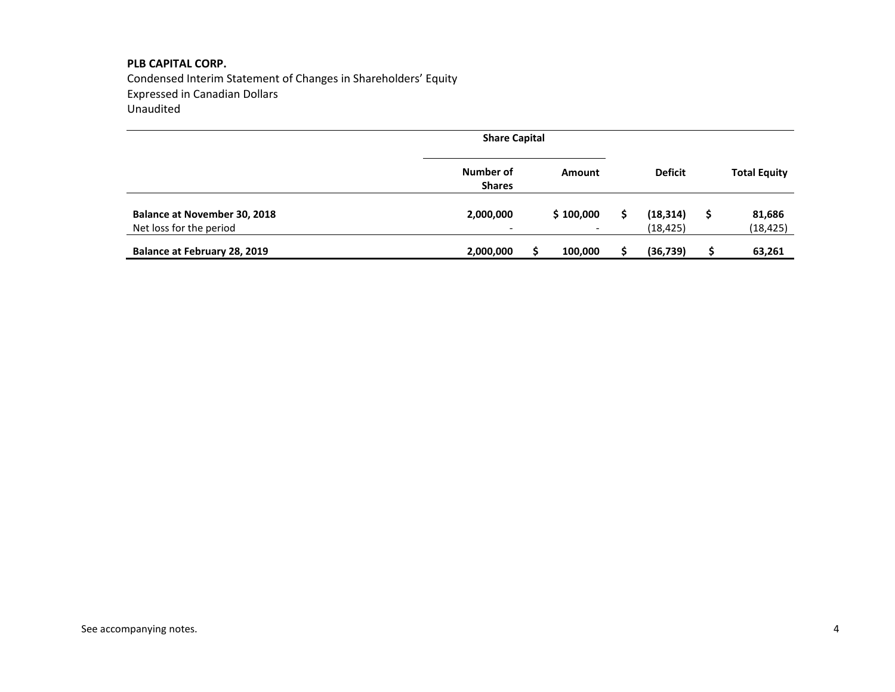**PLB CAPITAL CORP.**
Condensed Interim Statement of Changes in Shareholders' Equity
Expressed in Canadian Dollars
Unaudited

| | Share Capital | | | |
|---|---|---|---|---|
| | Number of Shares | Amount | Deficit | Total Equity |
| **Balance at November 30, 2018** | **2,000,000** | **$ 100,000** | **$ (18,314)** | **$ 81,686** |
| Net loss for the period | - | - | (18,425) | (18,425) |
| **Balance at February 28, 2019** | **2,000,000** | **$ 100,000** | **$ (36,739)** | **$ 63,261** |

See accompanying notes.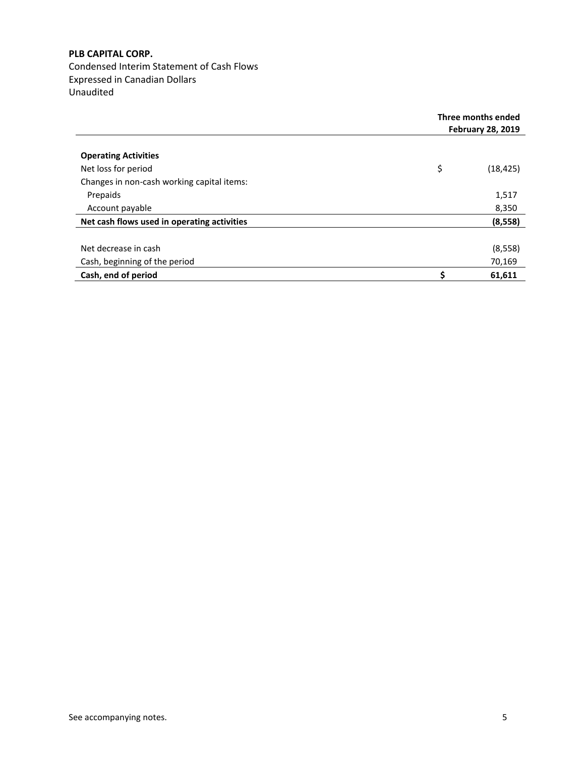**PLB CAPITAL CORP.**
Condensed Interim Statement of Cash Flows
Expressed in Canadian Dollars
Unaudited

| | Three months ended February 28, 2019 |
|---|---|
| **Operating Activities** | |
| Net loss for period | $ (18,425) |
| Changes in non-cash working capital items: | |
| Prepaids | 1,517 |
| Account payable | 8,350 |
| **Net cash flows used in operating activities** | **(8,558)** |
| | |
| Net decrease in cash | (8,558) |
| Cash, beginning of the period | 70,169 |
| **Cash, end of period** | **$ 61,611** |

See accompanying notes.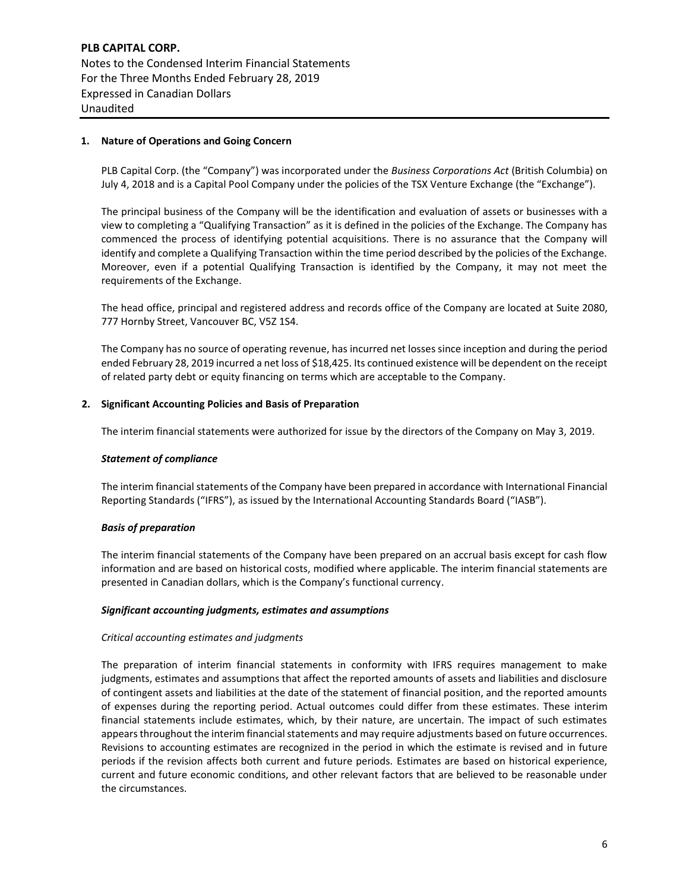# PLB CAPITAL CORP.

Notes to the Condensed Interim Financial Statements
For the Three Months Ended February 28, 2019
Expressed in Canadian Dollars
Unaudited

## 1. Nature of Operations and Going Concern

PLB Capital Corp. (the "Company") was incorporated under the *Business Corporations Act* (British Columbia) on July 4, 2018 and is a Capital Pool Company under the policies of the TSX Venture Exchange (the "Exchange").

The principal business of the Company will be the identification and evaluation of assets or businesses with a view to completing a "Qualifying Transaction" as it is defined in the policies of the Exchange. The Company has commenced the process of identifying potential acquisitions. There is no assurance that the Company will identify and complete a Qualifying Transaction within the time period described by the policies of the Exchange. Moreover, even if a potential Qualifying Transaction is identified by the Company, it may not meet the requirements of the Exchange.

The head office, principal and registered address and records office of the Company are located at Suite 2080, 777 Hornby Street, Vancouver BC, V5Z 1S4.

The Company has no source of operating revenue, has incurred net losses since inception and during the period ended February 28, 2019 incurred a net loss of $18,425. Its continued existence will be dependent on the receipt of related party debt or equity financing on terms which are acceptable to the Company.

## 2. Significant Accounting Policies and Basis of Preparation

The interim financial statements were authorized for issue by the directors of the Company on May 3, 2019.

### *Statement of compliance*

The interim financial statements of the Company have been prepared in accordance with International Financial Reporting Standards ("IFRS"), as issued by the International Accounting Standards Board ("IASB").

### *Basis of preparation*

The interim financial statements of the Company have been prepared on an accrual basis except for cash flow information and are based on historical costs, modified where applicable. The interim financial statements are presented in Canadian dollars, which is the Company's functional currency.

### *Significant accounting judgments, estimates and assumptions*

*Critical accounting estimates and judgments*

The preparation of interim financial statements in conformity with IFRS requires management to make judgments, estimates and assumptions that affect the reported amounts of assets and liabilities and disclosure of contingent assets and liabilities at the date of the statement of financial position, and the reported amounts of expenses during the reporting period. Actual outcomes could differ from these estimates. These interim financial statements include estimates, which, by their nature, are uncertain. The impact of such estimates appears throughout the interim financial statements and may require adjustments based on future occurrences. Revisions to accounting estimates are recognized in the period in which the estimate is revised and in future periods if the revision affects both current and future periods. Estimates are based on historical experience, current and future economic conditions, and other relevant factors that are believed to be reasonable under the circumstances.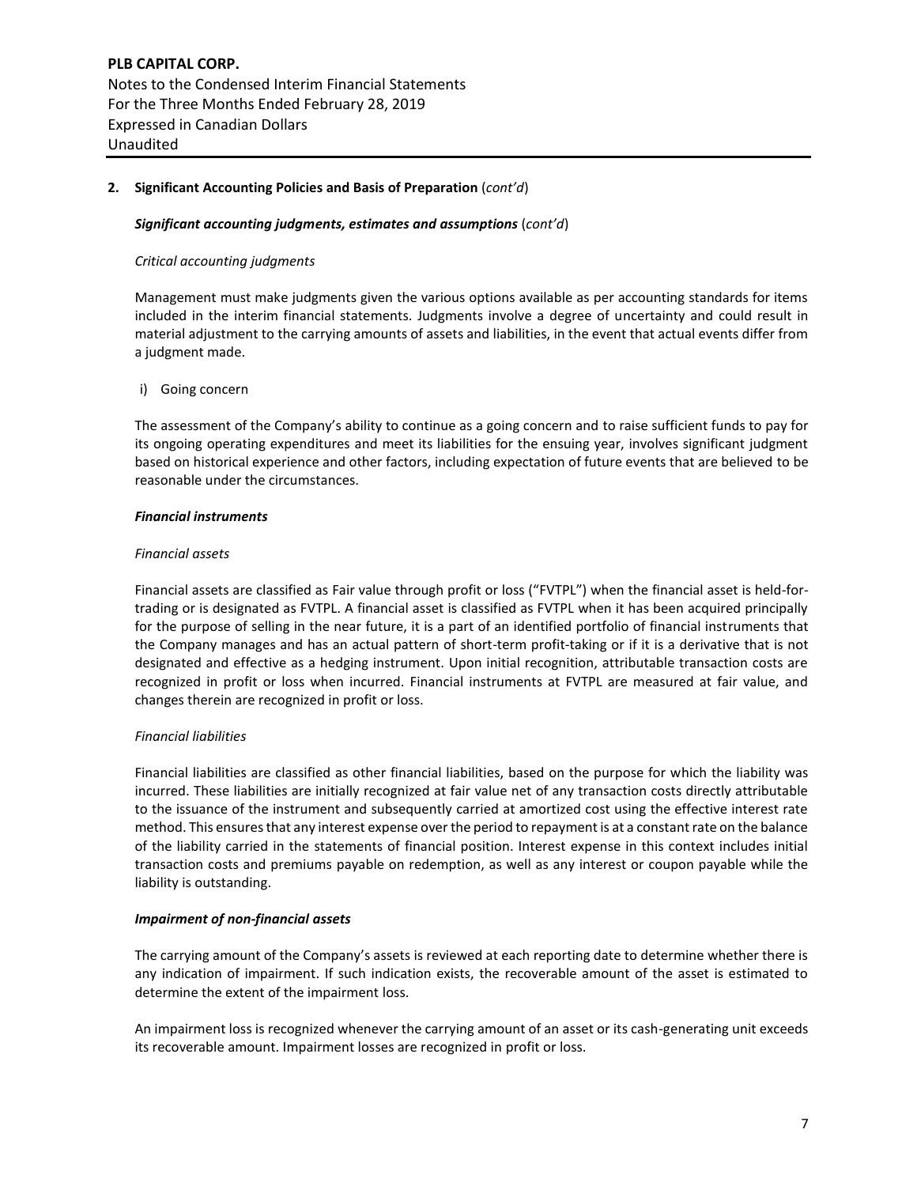## 2. Significant Accounting Policies and Basis of Preparation (*cont'd*)

### *Significant accounting judgments, estimates and assumptions* (*cont'd*)

*Critical accounting judgments*

Management must make judgments given the various options available as per accounting standards for items included in the interim financial statements. Judgments involve a degree of uncertainty and could result in material adjustment to the carrying amounts of assets and liabilities, in the event that actual events differ from a judgment made.

i) Going concern

The assessment of the Company's ability to continue as a going concern and to raise sufficient funds to pay for its ongoing operating expenditures and meet its liabilities for the ensuing year, involves significant judgment based on historical experience and other factors, including expectation of future events that are believed to be reasonable under the circumstances.

### *Financial instruments*

*Financial assets*

Financial assets are classified as Fair value through profit or loss ("FVTPL") when the financial asset is held-for-trading or is designated as FVTPL. A financial asset is classified as FVTPL when it has been acquired principally for the purpose of selling in the near future, it is a part of an identified portfolio of financial instruments that the Company manages and has an actual pattern of short-term profit-taking or if it is a derivative that is not designated and effective as a hedging instrument. Upon initial recognition, attributable transaction costs are recognized in profit or loss when incurred. Financial instruments at FVTPL are measured at fair value, and changes therein are recognized in profit or loss.

*Financial liabilities*

Financial liabilities are classified as other financial liabilities, based on the purpose for which the liability was incurred. These liabilities are initially recognized at fair value net of any transaction costs directly attributable to the issuance of the instrument and subsequently carried at amortized cost using the effective interest rate method. This ensures that any interest expense over the period to repayment is at a constant rate on the balance of the liability carried in the statements of financial position. Interest expense in this context includes initial transaction costs and premiums payable on redemption, as well as any interest or coupon payable while the liability is outstanding.

### *Impairment of non-financial assets*

The carrying amount of the Company's assets is reviewed at each reporting date to determine whether there is any indication of impairment. If such indication exists, the recoverable amount of the asset is estimated to determine the extent of the impairment loss.

An impairment loss is recognized whenever the carrying amount of an asset or its cash-generating unit exceeds its recoverable amount. Impairment losses are recognized in profit or loss.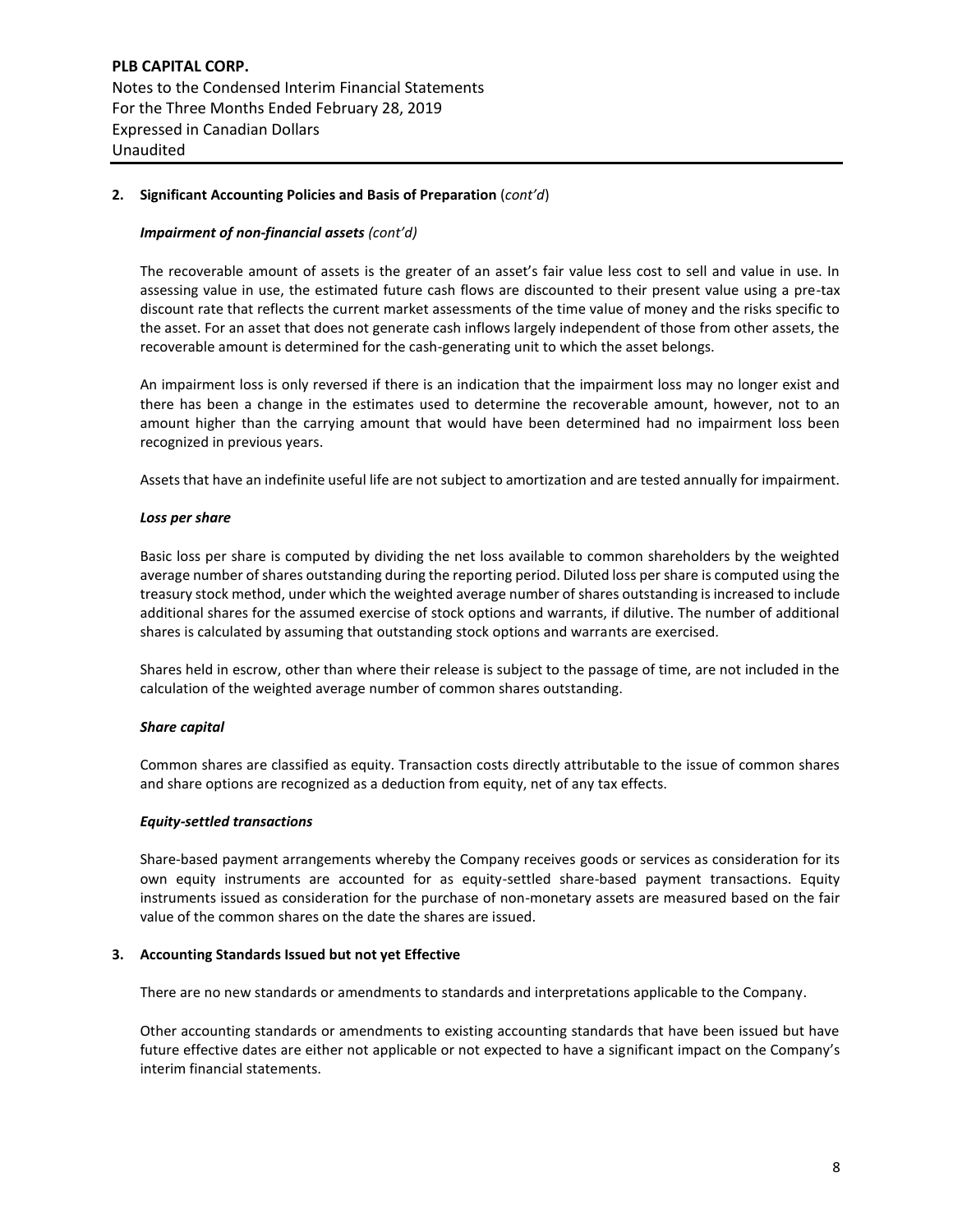## 2. Significant Accounting Policies and Basis of Preparation (*cont'd*)

### *Impairment of non-financial assets (cont'd)*

The recoverable amount of assets is the greater of an asset's fair value less cost to sell and value in use. In assessing value in use, the estimated future cash flows are discounted to their present value using a pre-tax discount rate that reflects the current market assessments of the time value of money and the risks specific to the asset. For an asset that does not generate cash inflows largely independent of those from other assets, the recoverable amount is determined for the cash-generating unit to which the asset belongs.

An impairment loss is only reversed if there is an indication that the impairment loss may no longer exist and there has been a change in the estimates used to determine the recoverable amount, however, not to an amount higher than the carrying amount that would have been determined had no impairment loss been recognized in previous years.

Assets that have an indefinite useful life are not subject to amortization and are tested annually for impairment.

### *Loss per share*

Basic loss per share is computed by dividing the net loss available to common shareholders by the weighted average number of shares outstanding during the reporting period. Diluted loss per share is computed using the treasury stock method, under which the weighted average number of shares outstanding is increased to include additional shares for the assumed exercise of stock options and warrants, if dilutive. The number of additional shares is calculated by assuming that outstanding stock options and warrants are exercised.

Shares held in escrow, other than where their release is subject to the passage of time, are not included in the calculation of the weighted average number of common shares outstanding.

### *Share capital*

Common shares are classified as equity. Transaction costs directly attributable to the issue of common shares and share options are recognized as a deduction from equity, net of any tax effects.

### *Equity-settled transactions*

Share-based payment arrangements whereby the Company receives goods or services as consideration for its own equity instruments are accounted for as equity-settled share-based payment transactions. Equity instruments issued as consideration for the purchase of non-monetary assets are measured based on the fair value of the common shares on the date the shares are issued.

## 3. Accounting Standards Issued but not yet Effective

There are no new standards or amendments to standards and interpretations applicable to the Company.

Other accounting standards or amendments to existing accounting standards that have been issued but have future effective dates are either not applicable or not expected to have a significant impact on the Company's interim financial statements.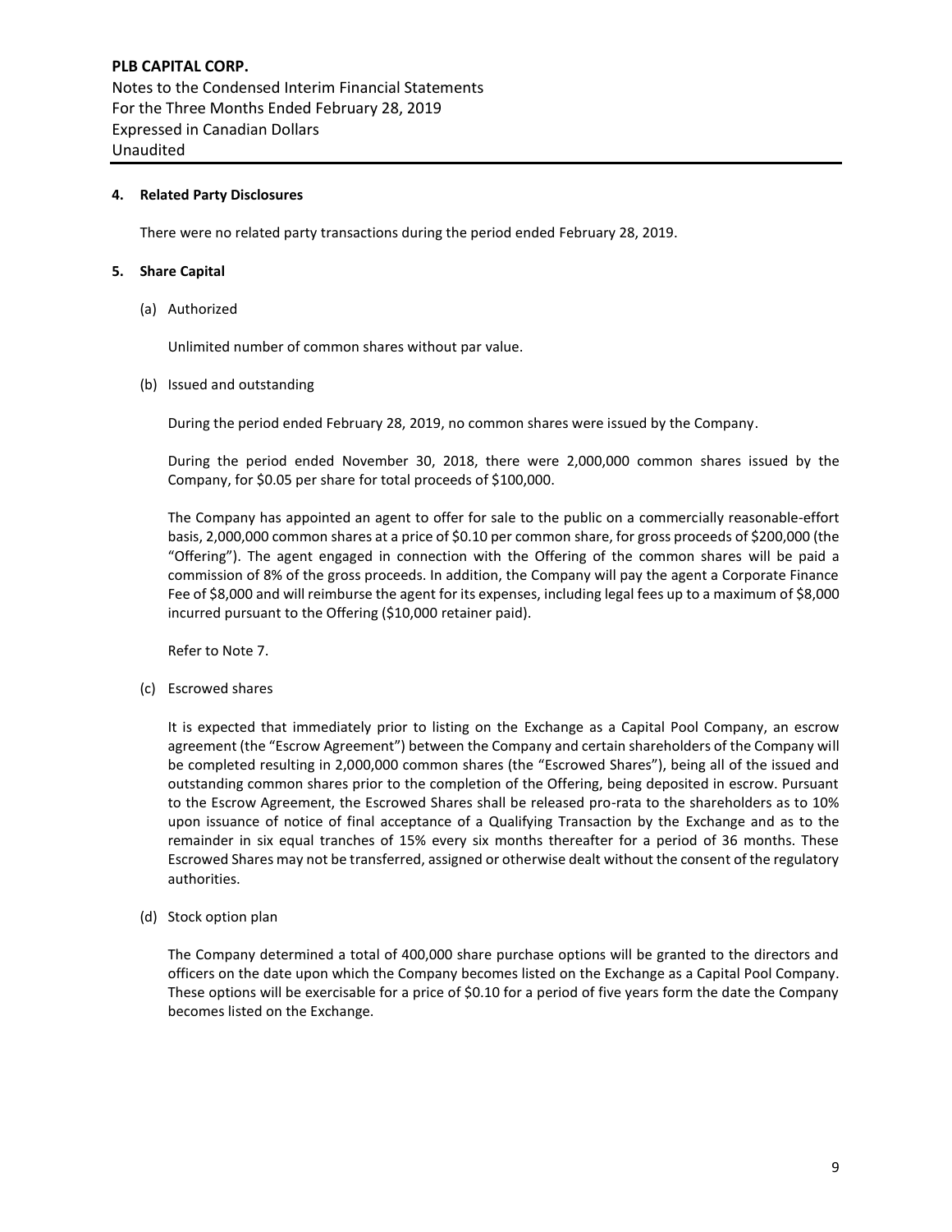### 4. Related Party Disclosures

There were no related party transactions during the period ended February 28, 2019.

### 5. Share Capital

(a) Authorized

Unlimited number of common shares without par value.

(b) Issued and outstanding

During the period ended February 28, 2019, no common shares were issued by the Company.

During the period ended November 30, 2018, there were 2,000,000 common shares issued by the Company, for $0.05 per share for total proceeds of $100,000.

The Company has appointed an agent to offer for sale to the public on a commercially reasonable-effort basis, 2,000,000 common shares at a price of $0.10 per common share, for gross proceeds of $200,000 (the "Offering"). The agent engaged in connection with the Offering of the common shares will be paid a commission of 8% of the gross proceeds. In addition, the Company will pay the agent a Corporate Finance Fee of $8,000 and will reimburse the agent for its expenses, including legal fees up to a maximum of $8,000 incurred pursuant to the Offering ($10,000 retainer paid).

Refer to Note 7.

(c) Escrowed shares

It is expected that immediately prior to listing on the Exchange as a Capital Pool Company, an escrow agreement (the "Escrow Agreement") between the Company and certain shareholders of the Company will be completed resulting in 2,000,000 common shares (the "Escrowed Shares"), being all of the issued and outstanding common shares prior to the completion of the Offering, being deposited in escrow. Pursuant to the Escrow Agreement, the Escrowed Shares shall be released pro-rata to the shareholders as to 10% upon issuance of notice of final acceptance of a Qualifying Transaction by the Exchange and as to the remainder in six equal tranches of 15% every six months thereafter for a period of 36 months. These Escrowed Shares may not be transferred, assigned or otherwise dealt without the consent of the regulatory authorities.

(d) Stock option plan

The Company determined a total of 400,000 share purchase options will be granted to the directors and officers on the date upon which the Company becomes listed on the Exchange as a Capital Pool Company. These options will be exercisable for a price of $0.10 for a period of five years form the date the Company becomes listed on the Exchange.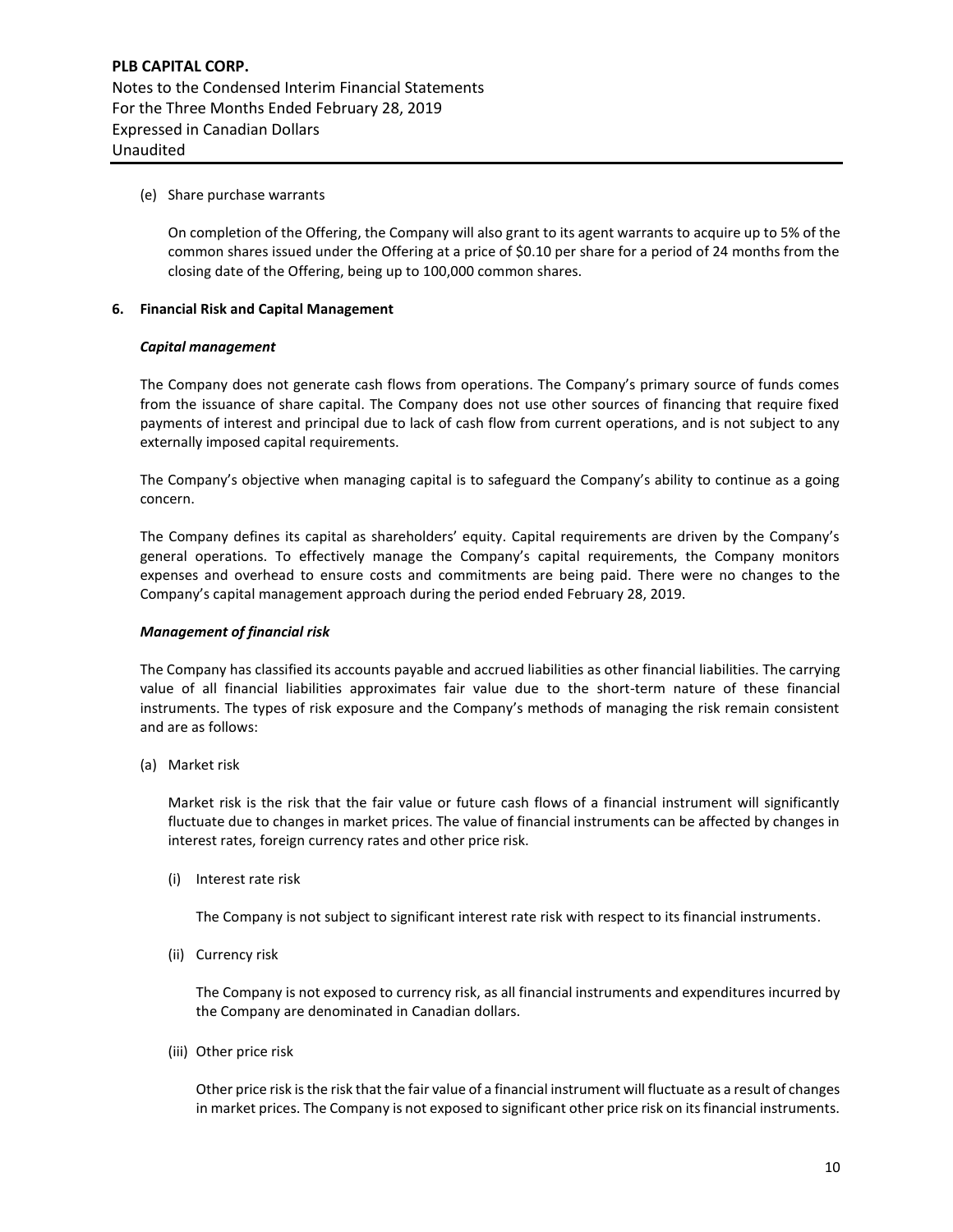(e) Share purchase warrants

On completion of the Offering, the Company will also grant to its agent warrants to acquire up to 5% of the common shares issued under the Offering at a price of $0.10 per share for a period of 24 months from the closing date of the Offering, being up to 100,000 common shares.

## 6. Financial Risk and Capital Management

***Capital management***

The Company does not generate cash flows from operations. The Company's primary source of funds comes from the issuance of share capital. The Company does not use other sources of financing that require fixed payments of interest and principal due to lack of cash flow from current operations, and is not subject to any externally imposed capital requirements.

The Company's objective when managing capital is to safeguard the Company's ability to continue as a going concern.

The Company defines its capital as shareholders' equity. Capital requirements are driven by the Company's general operations. To effectively manage the Company's capital requirements, the Company monitors expenses and overhead to ensure costs and commitments are being paid. There were no changes to the Company's capital management approach during the period ended February 28, 2019.

***Management of financial risk***

The Company has classified its accounts payable and accrued liabilities as other financial liabilities. The carrying value of all financial liabilities approximates fair value due to the short-term nature of these financial instruments. The types of risk exposure and the Company's methods of managing the risk remain consistent and are as follows:

(a) Market risk

Market risk is the risk that the fair value or future cash flows of a financial instrument will significantly fluctuate due to changes in market prices. The value of financial instruments can be affected by changes in interest rates, foreign currency rates and other price risk.

(i) Interest rate risk

The Company is not subject to significant interest rate risk with respect to its financial instruments.

(ii) Currency risk

The Company is not exposed to currency risk, as all financial instruments and expenditures incurred by the Company are denominated in Canadian dollars.

(iii) Other price risk

Other price risk is the risk that the fair value of a financial instrument will fluctuate as a result of changes in market prices. The Company is not exposed to significant other price risk on its financial instruments.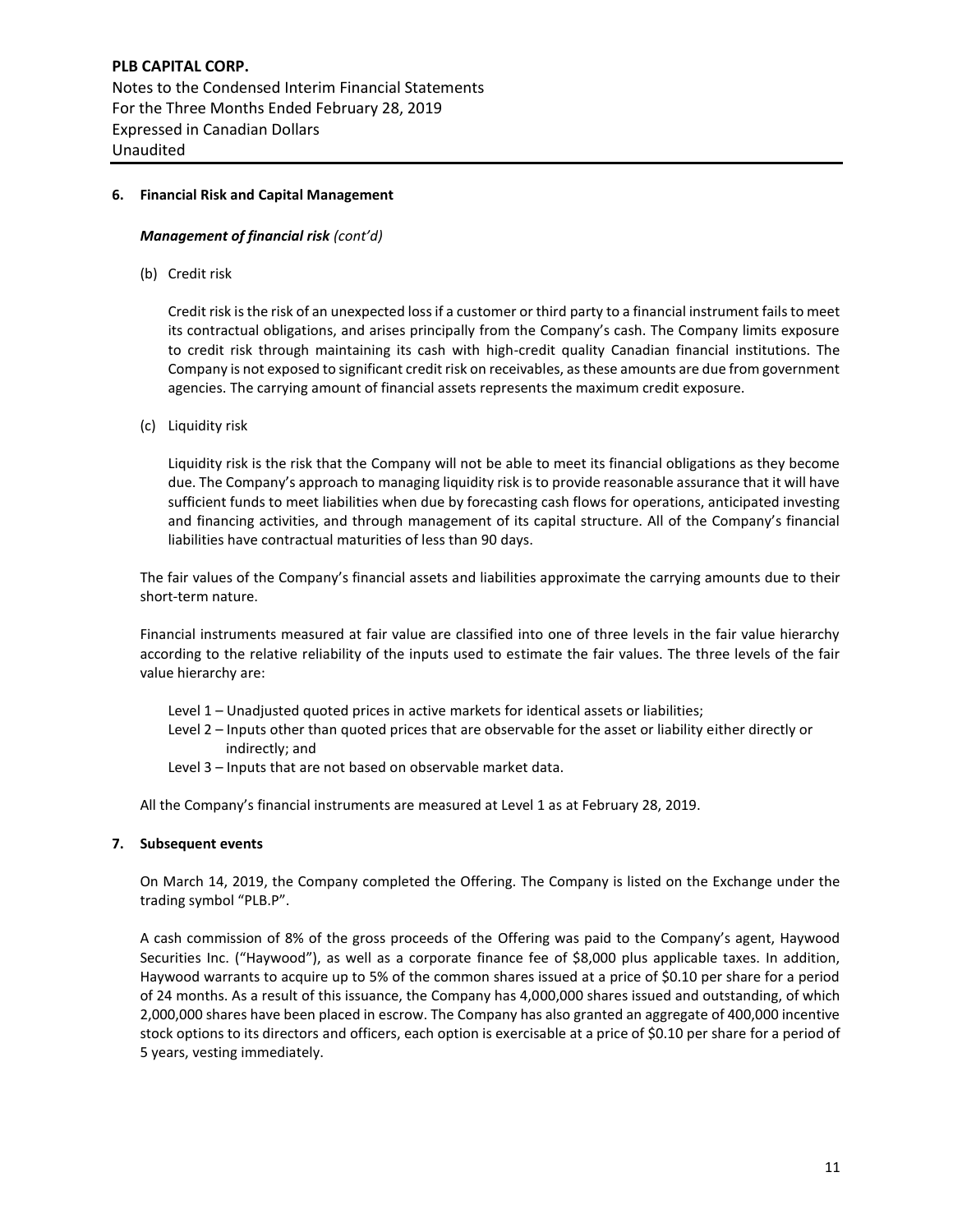## 6. Financial Risk and Capital Management

***Management of financial risk*** *(cont'd)*

(b) Credit risk

Credit risk is the risk of an unexpected loss if a customer or third party to a financial instrument fails to meet its contractual obligations, and arises principally from the Company's cash. The Company limits exposure to credit risk through maintaining its cash with high-credit quality Canadian financial institutions. The Company is not exposed to significant credit risk on receivables, as these amounts are due from government agencies. The carrying amount of financial assets represents the maximum credit exposure.

(c) Liquidity risk

Liquidity risk is the risk that the Company will not be able to meet its financial obligations as they become due. The Company's approach to managing liquidity risk is to provide reasonable assurance that it will have sufficient funds to meet liabilities when due by forecasting cash flows for operations, anticipated investing and financing activities, and through management of its capital structure. All of the Company's financial liabilities have contractual maturities of less than 90 days.

The fair values of the Company's financial assets and liabilities approximate the carrying amounts due to their short-term nature.

Financial instruments measured at fair value are classified into one of three levels in the fair value hierarchy according to the relative reliability of the inputs used to estimate the fair values. The three levels of the fair value hierarchy are:

Level 1 – Unadjusted quoted prices in active markets for identical assets or liabilities;
Level 2 – Inputs other than quoted prices that are observable for the asset or liability either directly or indirectly; and
Level 3 – Inputs that are not based on observable market data.

All the Company's financial instruments are measured at Level 1 as at February 28, 2019.

## 7. Subsequent events

On March 14, 2019, the Company completed the Offering. The Company is listed on the Exchange under the trading symbol "PLB.P".

A cash commission of 8% of the gross proceeds of the Offering was paid to the Company's agent, Haywood Securities Inc. ("Haywood"), as well as a corporate finance fee of $8,000 plus applicable taxes. In addition, Haywood warrants to acquire up to 5% of the common shares issued at a price of $0.10 per share for a period of 24 months. As a result of this issuance, the Company has 4,000,000 shares issued and outstanding, of which 2,000,000 shares have been placed in escrow. The Company has also granted an aggregate of 400,000 incentive stock options to its directors and officers, each option is exercisable at a price of $0.10 per share for a period of 5 years, vesting immediately.